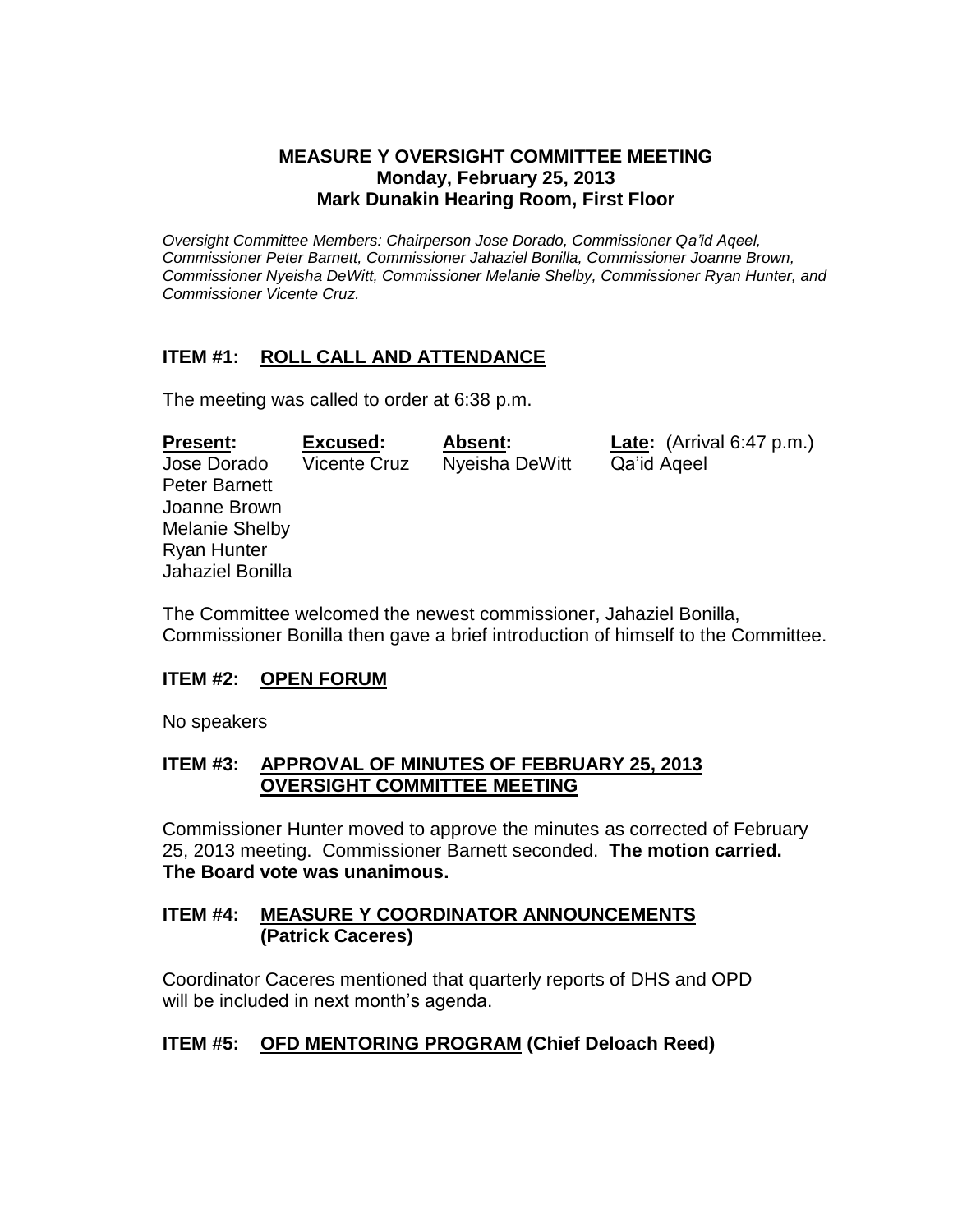**MEASURE Y OVERSIGHT COMMITTEE MEETING**
**Monday, February 25, 2013**
**Mark Dunakin Hearing Room, First Floor**

*Oversight Committee Members: Chairperson Jose Dorado, Commissioner Qa'id Aqeel, Commissioner Peter Barnett, Commissioner Jahaziel Bonilla, Commissioner Joanne Brown, Commissioner Nyeisha DeWitt, Commissioner Melanie Shelby, Commissioner Ryan Hunter, and Commissioner Vicente Cruz.*

## ITEM #1: ROLL CALL AND ATTENDANCE

The meeting was called to order at 6:38 p.m.

| **Present:** | **Excused:** | **Absent:** | **Late:** (Arrival 6:47 p.m.) |
|---|---|---|---|
| Jose Dorado | Vicente Cruz | Nyeisha DeWitt | Qa'id Aqeel |
| Peter Barnett | | | |
| Joanne Brown | | | |
| Melanie Shelby | | | |
| Ryan Hunter | | | |
| Jahaziel Bonilla | | | |

The Committee welcomed the newest commissioner, Jahaziel Bonilla, Commissioner Bonilla then gave a brief introduction of himself to the Committee.

## ITEM #2: OPEN FORUM

No speakers

## ITEM #3: APPROVAL OF MINUTES OF FEBRUARY 25, 2013 OVERSIGHT COMMITTEE MEETING

Commissioner Hunter moved to approve the minutes as corrected of February 25, 2013 meeting. Commissioner Barnett seconded. **The motion carried. The Board vote was unanimous.**

## ITEM #4: MEASURE Y COORDINATOR ANNOUNCEMENTS (Patrick Caceres)

Coordinator Caceres mentioned that quarterly reports of DHS and OPD will be included in next month's agenda.

## ITEM #5: OFD MENTORING PROGRAM (Chief Deloach Reed)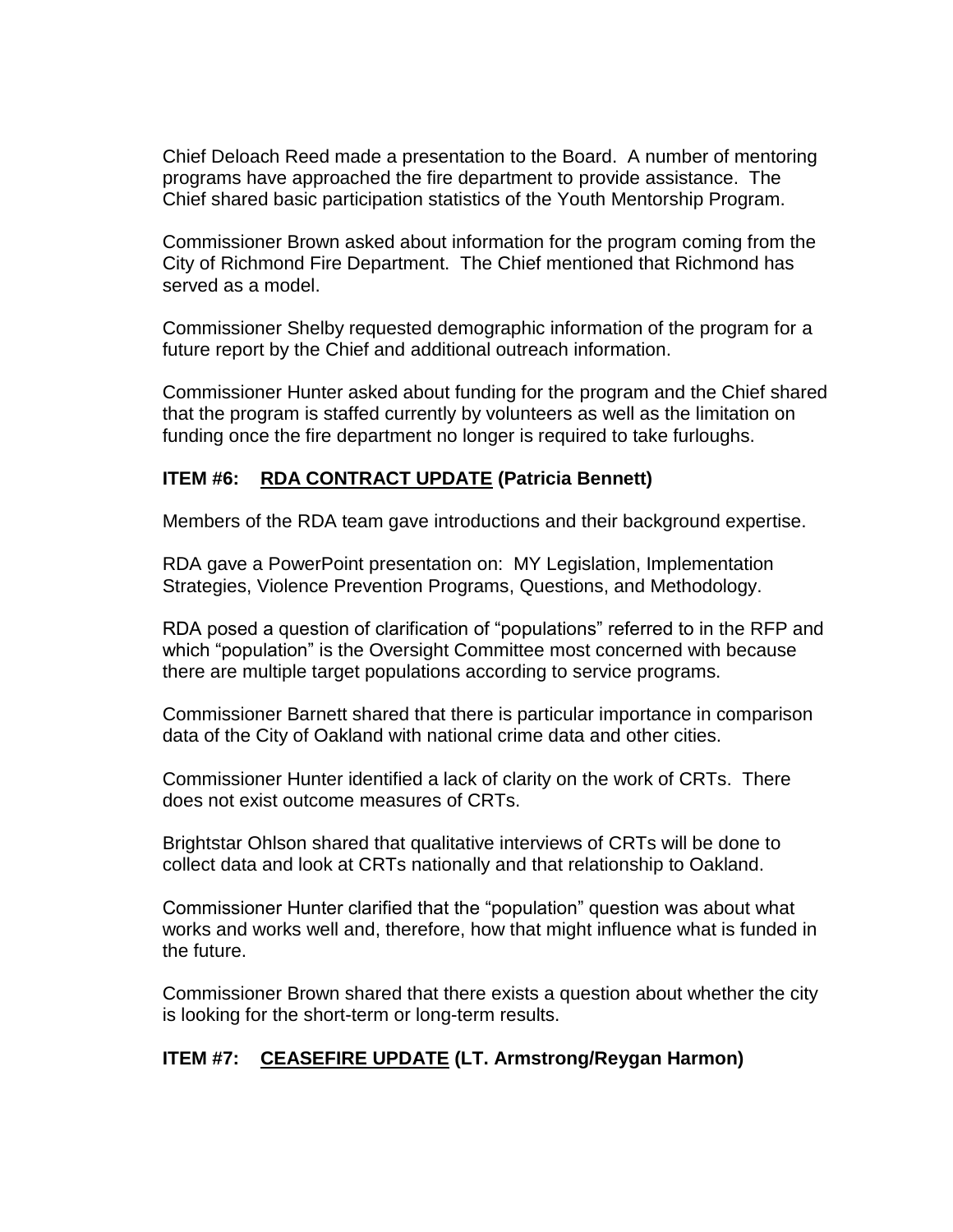Chief Deloach Reed made a presentation to the Board. A number of mentoring programs have approached the fire department to provide assistance. The Chief shared basic participation statistics of the Youth Mentorship Program.

Commissioner Brown asked about information for the program coming from the City of Richmond Fire Department. The Chief mentioned that Richmond has served as a model.

Commissioner Shelby requested demographic information of the program for a future report by the Chief and additional outreach information.

Commissioner Hunter asked about funding for the program and the Chief shared that the program is staffed currently by volunteers as well as the limitation on funding once the fire department no longer is required to take furloughs.

**ITEM #6: <u>RDA CONTRACT UPDATE</u> (Patricia Bennett)**

Members of the RDA team gave introductions and their background expertise.

RDA gave a PowerPoint presentation on: MY Legislation, Implementation Strategies, Violence Prevention Programs, Questions, and Methodology.

RDA posed a question of clarification of "populations" referred to in the RFP and which "population" is the Oversight Committee most concerned with because there are multiple target populations according to service programs.

Commissioner Barnett shared that there is particular importance in comparison data of the City of Oakland with national crime data and other cities.

Commissioner Hunter identified a lack of clarity on the work of CRTs. There does not exist outcome measures of CRTs.

Brightstar Ohlson shared that qualitative interviews of CRTs will be done to collect data and look at CRTs nationally and that relationship to Oakland.

Commissioner Hunter clarified that the "population" question was about what works and works well and, therefore, how that might influence what is funded in the future.

Commissioner Brown shared that there exists a question about whether the city is looking for the short-term or long-term results.

**ITEM #7: <u>CEASEFIRE UPDATE</u> (LT. Armstrong/Reygan Harmon)**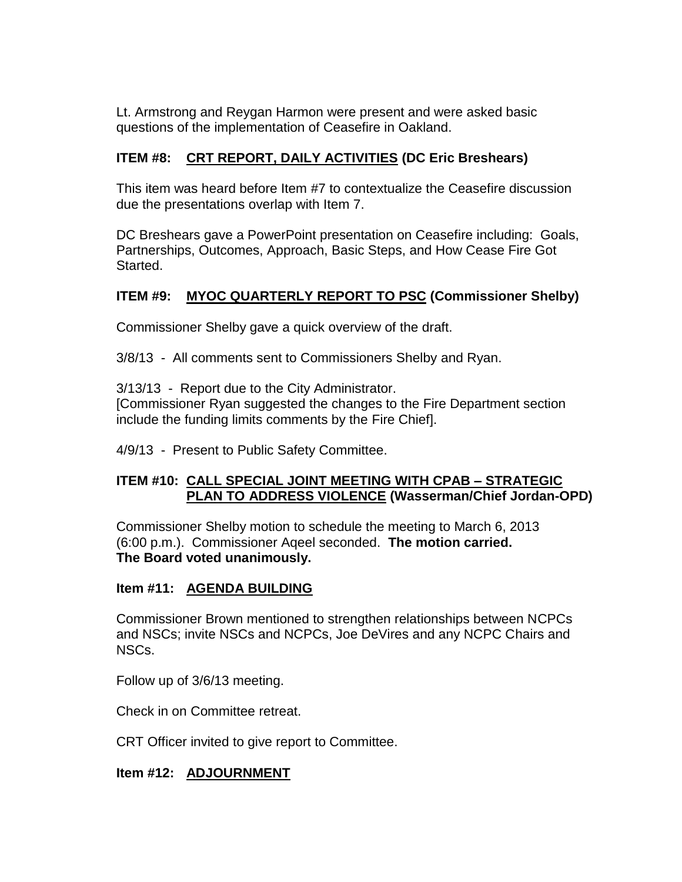Lt. Armstrong and Reygan Harmon were present and were asked basic questions of the implementation of Ceasefire in Oakland.

**ITEM #8: <u>CRT REPORT, DAILY ACTIVITIES</u> (DC Eric Breshears)**

This item was heard before Item #7 to contextualize the Ceasefire discussion due the presentations overlap with Item 7.

DC Breshears gave a PowerPoint presentation on Ceasefire including: Goals, Partnerships, Outcomes, Approach, Basic Steps, and How Cease Fire Got Started.

**ITEM #9: <u>MYOC QUARTERLY REPORT TO PSC</u> (Commissioner Shelby)**

Commissioner Shelby gave a quick overview of the draft.

3/8/13 - All comments sent to Commissioners Shelby and Ryan.

3/13/13 - Report due to the City Administrator.
[Commissioner Ryan suggested the changes to the Fire Department section include the funding limits comments by the Fire Chief].

4/9/13 - Present to Public Safety Committee.

**ITEM #10: <u>CALL SPECIAL JOINT MEETING WITH CPAB – STRATEGIC PLAN TO ADDRESS VIOLENCE</u> (Wasserman/Chief Jordan-OPD)**

Commissioner Shelby motion to schedule the meeting to March 6, 2013 (6:00 p.m.). Commissioner Aqeel seconded. **The motion carried. The Board voted unanimously.**

**Item #11: <u>AGENDA BUILDING</u>**

Commissioner Brown mentioned to strengthen relationships between NCPCs and NSCs; invite NSCs and NCPCs, Joe DeVires and any NCPC Chairs and NSCs.

Follow up of 3/6/13 meeting.

Check in on Committee retreat.

CRT Officer invited to give report to Committee.

**Item #12: <u>ADJOURNMENT</u>**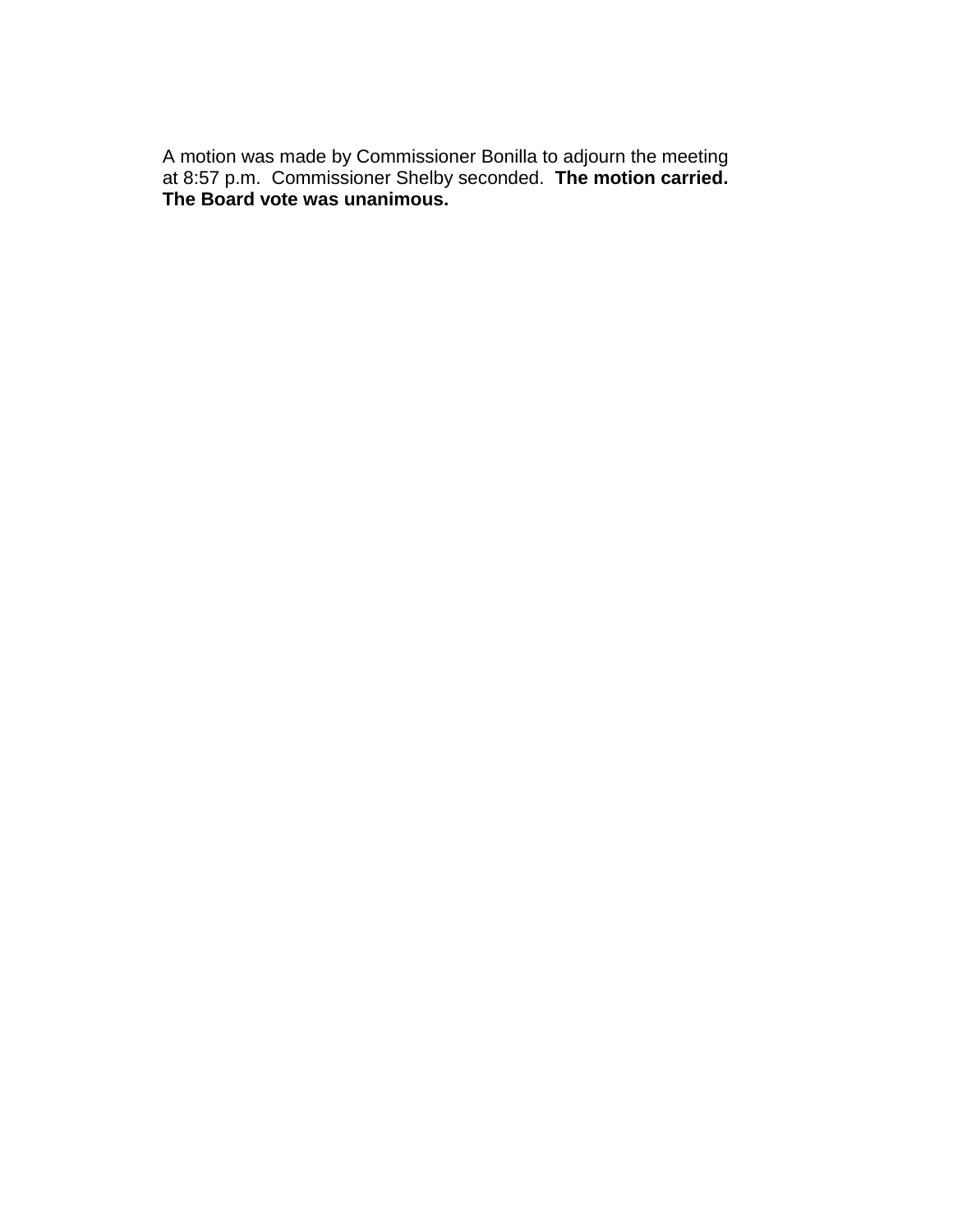A motion was made by Commissioner Bonilla to adjourn the meeting at 8:57 p.m. Commissioner Shelby seconded. **The motion carried. The Board vote was unanimous.**